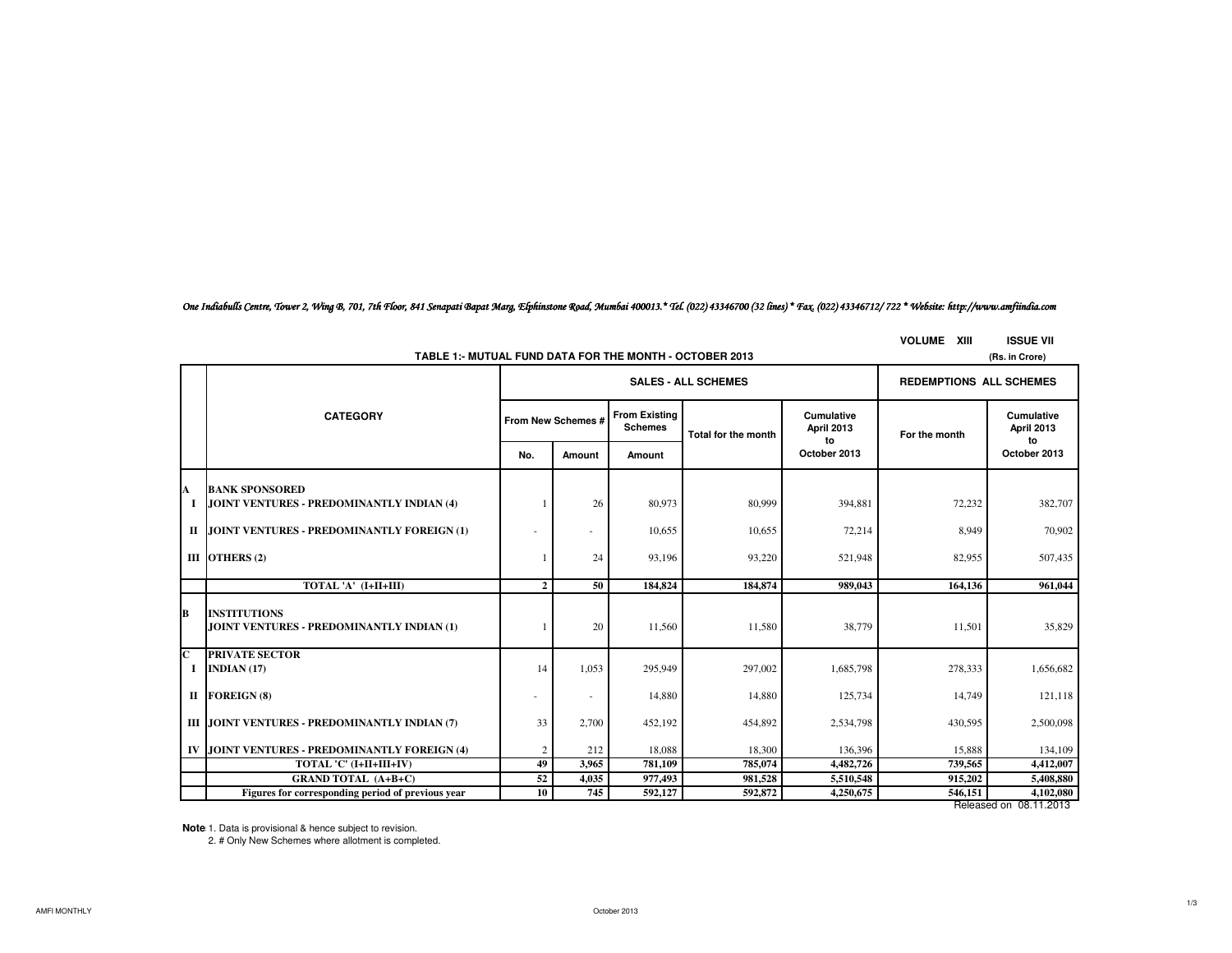*One Indiabulls Centre, Tower 2, Wing B, 701, 7th Floor, 841 Senapati Bapat Marg, Elphinstone Road, Mumbai 400013.* Tel. (022) 43346700 (32 lines) * Fax. (022) 43346712/ 722 * Website: http://www.amfiindia.com*

**VOLUME XIII** **ISSUE VII**

## TABLE 1:- MUTUAL FUND DATA FOR THE MONTH - OCTOBER 2013

(Rs. in Crore)

| | CATEGORY | SALES - ALL SCHEMES | | | | | REDEMPTIONS ALL SCHEMES | |
|---|---|---|---|---|---|---|---|---|
| | | From New Schemes # | | From Existing Schemes | Total for the month | Cumulative April 2013 to October 2013 | For the month | Cumulative April 2013 to October 2013 |
| | | No. | Amount | Amount | | | | |
| **A** | **BANK SPONSORED** | | | | | | | |
| **I** | **JOINT VENTURES - PREDOMINANTLY INDIAN (4)** | 1 | 26 | 80,973 | 80,999 | 394,881 | 72,232 | 382,707 |
| **II** | **JOINT VENTURES - PREDOMINANTLY FOREIGN (1)** | - | - | 10,655 | 10,655 | 72,214 | 8,949 | 70,902 |
| **III** | **OTHERS (2)** | 1 | 24 | 93,196 | 93,220 | 521,948 | 82,955 | 507,435 |
| | **TOTAL 'A' (I+II+III)** | **2** | **50** | **184,824** | **184,874** | **989,043** | **164,136** | **961,044** |
| **B** | **INSTITUTIONS** | | | | | | | |
| | **JOINT VENTURES - PREDOMINANTLY INDIAN (1)** | 1 | 20 | 11,560 | 11,580 | 38,779 | 11,501 | 35,829 |
| **C** | **PRIVATE SECTOR** | | | | | | | |
| **I** | **INDIAN (17)** | 14 | 1,053 | 295,949 | 297,002 | 1,685,798 | 278,333 | 1,656,682 |
| **II** | **FOREIGN (8)** | - | - | 14,880 | 14,880 | 125,734 | 14,749 | 121,118 |
| **III** | **JOINT VENTURES - PREDOMINANTLY INDIAN (7)** | 33 | 2,700 | 452,192 | 454,892 | 2,534,798 | 430,595 | 2,500,098 |
| **IV** | **JOINT VENTURES - PREDOMINANTLY FOREIGN (4)** | 2 | 212 | 18,088 | 18,300 | 136,396 | 15,888 | 134,109 |
| | **TOTAL 'C' (I+II+III+IV)** | **49** | **3,965** | **781,109** | **785,074** | **4,482,726** | **739,565** | **4,412,007** |
| | **GRAND TOTAL (A+B+C)** | **52** | **4,035** | **977,493** | **981,528** | **5,510,548** | **915,202** | **5,408,880** |
| | **Figures for corresponding period of previous year** | **10** | **745** | **592,127** | **592,872** | **4,250,675** | **546,151** | **4,102,080** |

Released on 08.11.2013

**Note**: 1. Data is provisional & hence subject to revision.
2. # Only New Schemes where allotment is completed.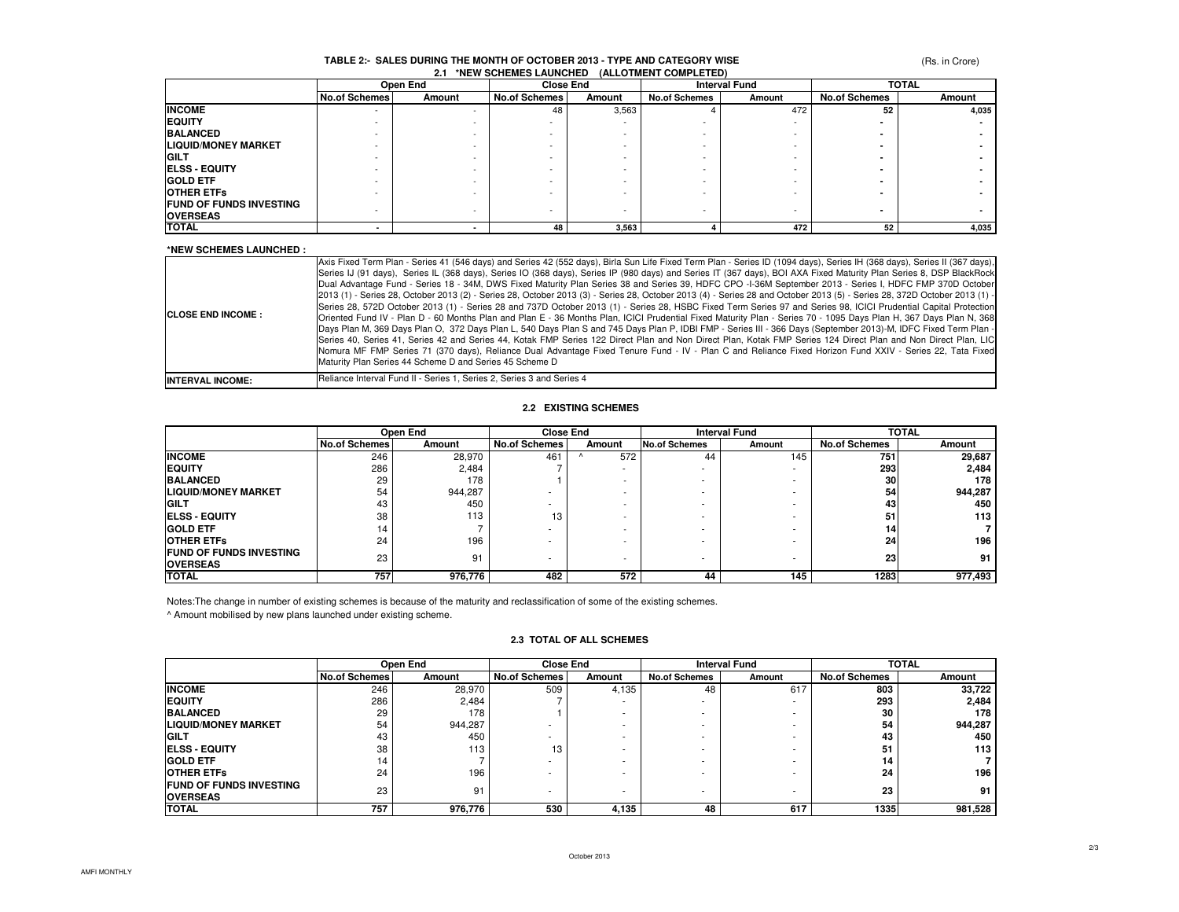# TABLE 2:- SALES DURING THE MONTH OF OCTOBER 2013 - TYPE AND CATEGORY WISE

(Rs. in Crore)

## 2.1 *NEW SCHEMES LAUNCHED (ALLOTMENT COMPLETED)

| | Open End | | Close End | | Interval Fund | | TOTAL | |
|---|---|---|---|---|---|---|---|---|
| | No.of Schemes | Amount | No.of Schemes | Amount | No.of Schemes | Amount | No.of Schemes | Amount |
| **INCOME** | - | - | 48 | 3,563 | 4 | 472 | **52** | **4,035** |
| **EQUITY** | - | - | - | - | - | - | **-** | **-** |
| **BALANCED** | - | - | - | - | - | - | **-** | **-** |
| **LIQUID/MONEY MARKET** | - | - | - | - | - | - | **-** | **-** |
| **GILT** | - | - | - | - | - | - | **-** | **-** |
| **ELSS - EQUITY** | - | - | - | - | - | - | **-** | **-** |
| **GOLD ETF** | - | - | - | - | - | - | **-** | **-** |
| **OTHER ETFs** | - | - | - | - | - | - | **-** | **-** |
| **FUND OF FUNDS INVESTING OVERSEAS** | - | - | - | - | - | - | **-** | **-** |
| **TOTAL** | **-** | **-** | **48** | **3,563** | **4** | **472** | **52** | **4,035** |

**\*NEW SCHEMES LAUNCHED :**

| | |
|---|---|
| **CLOSE END INCOME :** | Axis Fixed Term Plan - Series 41 (546 days) and Series 42 (552 days), Birla Sun Life Fixed Term Plan - Series ID (1094 days), Series IH (368 days), Series II (367 days), Series IJ (91 days), Series IL (368 days), Series IO (368 days), Series IP (980 days) and Series IT (367 days), BOI AXA Fixed Maturity Plan Series 8, DSP BlackRock Dual Advantage Fund - Series 18 - 34M, DWS Fixed Maturity Plan Series 38 and Series 39, HDFC CPO -I-36M September 2013 - Series I, HDFC FMP 370D October 2013 (1) - Series 28, October 2013 (2) - Series 28, October 2013 (3) - Series 28, October 2013 (4) - Series 28 and October 2013 (5) - Series 28, 372D October 2013 (1) - Series 28, 572D October 2013 (1) - Series 28 and 737D October 2013 (1) - Series 28, HSBC Fixed Term Series 97 and Series 98, ICICI Prudential Capital Protection Oriented Fund IV - Plan D - 60 Months Plan and Plan E - 36 Months Plan, ICICI Prudential Fixed Maturity Plan - Series 70 - 1095 Days Plan H, 367 Days Plan N, 368 Days Plan M, 369 Days Plan O, 372 Days Plan L, 540 Days Plan S and 745 Days Plan P, IDBI FMP - Series III - 366 Days (September 2013)-M, IDFC Fixed Term Plan - Series 40, Series 41, Series 42 and Series 44, Kotak FMP Series 122 Direct Plan and Non Direct Plan, Kotak FMP Series 124 Direct Plan and Non Direct Plan, LIC Nomura MF FMP Series 71 (370 days), Reliance Dual Advantage Fixed Tenure Fund - IV - Plan C and Reliance Fixed Horizon Fund XXIV - Series 22, Tata Fixed Maturity Plan Series 44 Scheme D and Series 45 Scheme D |
| **INTERVAL INCOME:** | Reliance Interval Fund II - Series 1, Series 2, Series 3 and Series 4 |

## 2.2 EXISTING SCHEMES

| | Open End | | Close End | | Interval Fund | | TOTAL | |
|---|---|---|---|---|---|---|---|---|
| | No.of Schemes | Amount | No.of Schemes | Amount | No.of Schemes | Amount | No.of Schemes | Amount |
| **INCOME** | 246 | 28,970 | 461 | ^ 572 | 44 | 145 | **751** | **29,687** |
| **EQUITY** | 286 | 2,484 | 7 | - | - | - | **293** | **2,484** |
| **BALANCED** | 29 | 178 | 1 | - | - | - | **30** | **178** |
| **LIQUID/MONEY MARKET** | 54 | 944,287 | - | - | - | - | **54** | **944,287** |
| **GILT** | 43 | 450 | - | - | - | - | **43** | **450** |
| **ELSS - EQUITY** | 38 | 113 | 13 | - | - | - | **51** | **113** |
| **GOLD ETF** | 14 | 7 | - | - | - | - | **14** | **7** |
| **OTHER ETFs** | 24 | 196 | - | - | - | - | **24** | **196** |
| **FUND OF FUNDS INVESTING OVERSEAS** | 23 | 91 | - | - | - | - | **23** | **91** |
| **TOTAL** | **757** | **976,776** | **482** | **572** | **44** | **145** | **1283** | **977,493** |

Notes:The change in number of existing schemes is because of the maturity and reclassification of some of the existing schemes.

^ Amount mobilised by new plans launched under existing scheme.

## 2.3 TOTAL OF ALL SCHEMES

| | Open End | | Close End | | Interval Fund | | TOTAL | |
|---|---|---|---|---|---|---|---|---|
| | No.of Schemes | Amount | No.of Schemes | Amount | No.of Schemes | Amount | No.of Schemes | Amount |
| **INCOME** | 246 | 28,970 | 509 | 4,135 | 48 | 617 | **803** | **33,722** |
| **EQUITY** | 286 | 2,484 | 7 | - | - | - | **293** | **2,484** |
| **BALANCED** | 29 | 178 | 1 | - | - | - | **30** | **178** |
| **LIQUID/MONEY MARKET** | 54 | 944,287 | - | - | - | - | **54** | **944,287** |
| **GILT** | 43 | 450 | - | - | - | - | **43** | **450** |
| **ELSS - EQUITY** | 38 | 113 | 13 | - | - | - | **51** | **113** |
| **GOLD ETF** | 14 | 7 | - | - | - | - | **14** | **7** |
| **OTHER ETFs** | 24 | 196 | - | - | - | - | **24** | **196** |
| **FUND OF FUNDS INVESTING OVERSEAS** | 23 | 91 | - | - | - | - | **23** | **91** |
| **TOTAL** | **757** | **976,776** | **530** | **4,135** | **48** | **617** | **1335** | **981,528** |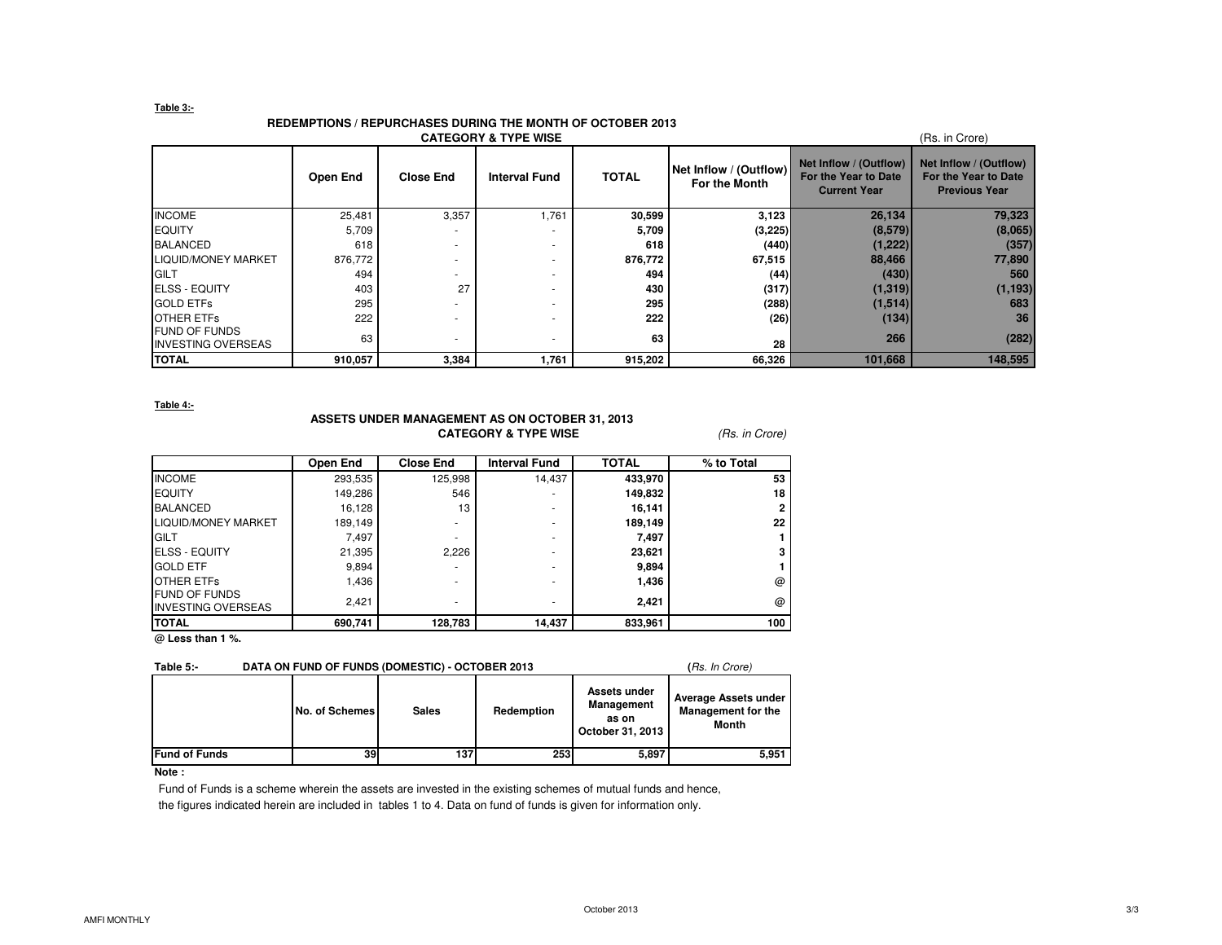**Table 3:-**

## REDEMPTIONS / REPURCHASES DURING THE MONTH OF OCTOBER 2013
### CATEGORY & TYPE WISE

(Rs. in Crore)

| | Open End | Close End | Interval Fund | TOTAL | Net Inflow / (Outflow) For the Month | Net Inflow / (Outflow) For the Year to Date Current Year | Net Inflow / (Outflow) For the Year to Date Previous Year |
|---|---|---|---|---|---|---|---|
| INCOME | 25,481 | 3,357 | 1,761 | **30,599** | **3,123** | **26,134** | **79,323** |
| EQUITY | 5,709 | - | - | **5,709** | **(3,225)** | **(8,579)** | **(8,065)** |
| BALANCED | 618 | - | - | **618** | **(440)** | **(1,222)** | **(357)** |
| LIQUID/MONEY MARKET | 876,772 | - | - | **876,772** | **67,515** | **88,466** | **77,890** |
| GILT | 494 | - | - | **494** | **(44)** | **(430)** | **560** |
| ELSS - EQUITY | 403 | 27 | - | **430** | **(317)** | **(1,319)** | **(1,193)** |
| GOLD ETFs | 295 | - | - | **295** | **(288)** | **(1,514)** | **683** |
| OTHER ETFs | 222 | - | - | **222** | **(26)** | **(134)** | **36** |
| FUND OF FUNDS INVESTING OVERSEAS | 63 | - | - | **63** | **28** | **266** | **(282)** |
| **TOTAL** | **910,057** | **3,384** | **1,761** | **915,202** | **66,326** | **101,668** | **148,595** |

**Table 4:-**

## ASSETS UNDER MANAGEMENT AS ON OCTOBER 31, 2013
### CATEGORY & TYPE WISE

*(Rs. in Crore)*

| | Open End | Close End | Interval Fund | TOTAL | % to Total |
|---|---|---|---|---|---|
| INCOME | 293,535 | 125,998 | 14,437 | **433,970** | **53** |
| EQUITY | 149,286 | 546 | - | **149,832** | **18** |
| BALANCED | 16,128 | 13 | - | **16,141** | **2** |
| LIQUID/MONEY MARKET | 189,149 | - | - | **189,149** | **22** |
| GILT | 7,497 | - | - | **7,497** | **1** |
| ELSS - EQUITY | 21,395 | 2,226 | - | **23,621** | **3** |
| GOLD ETF | 9,894 | - | - | **9,894** | **1** |
| OTHER ETFs | 1,436 | - | - | **1,436** | **@** |
| FUND OF FUNDS INVESTING OVERSEAS | 2,421 | - | - | **2,421** | **@** |
| **TOTAL** | **690,741** | **128,783** | **14,437** | **833,961** | **100** |

**@ Less than 1 %.**

**Table 5:- DATA ON FUND OF FUNDS (DOMESTIC) - OCTOBER 2013**

**(*Rs. In Crore*)**

| | No. of Schemes | Sales | Redemption | Assets under Management as on October 31, 2013 | Average Assets under Management for the Month |
|---|---|---|---|---|---|
| **Fund of Funds** | **39** | **137** | **253** | **5,897** | **5,951** |

**Note :**

Fund of Funds is a scheme wherein the assets are invested in the existing schemes of mutual funds and hence, the figures indicated herein are included in tables 1 to 4. Data on fund of funds is given for information only.